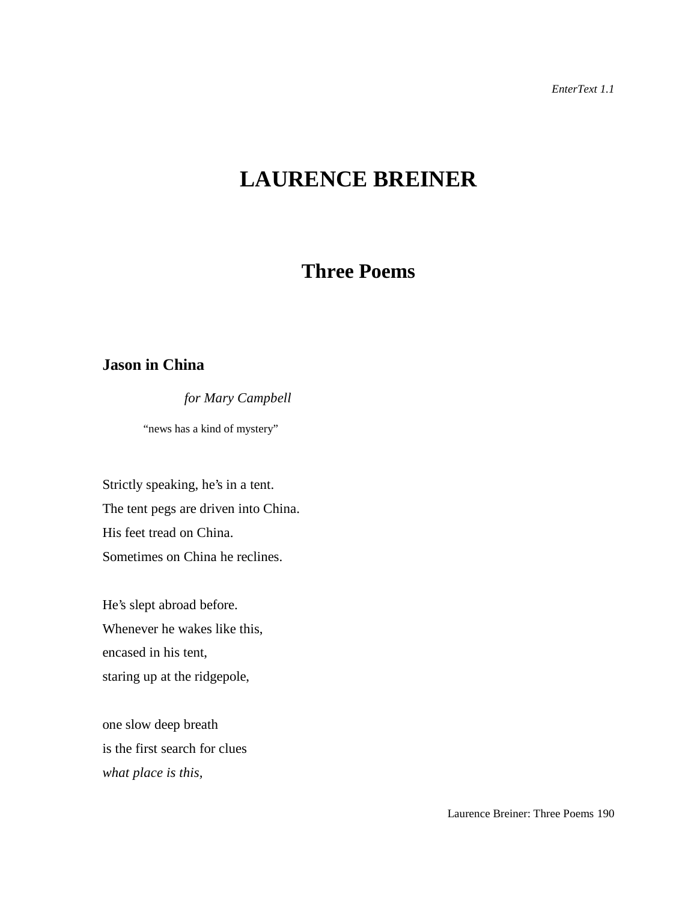# LAURENCE BREINER

## Three Poems

### Jason in China

*for Mary Campbell*

"news has a kind of mystery"

Strictly speaking, he's in a tent.
The tent pegs are driven into China.
His feet tread on China.
Sometimes on China he reclines.

He's slept abroad before.
Whenever he wakes like this,
encased in his tent,
staring up at the ridgepole,

one slow deep breath
is the first search for clues
*what place is this*,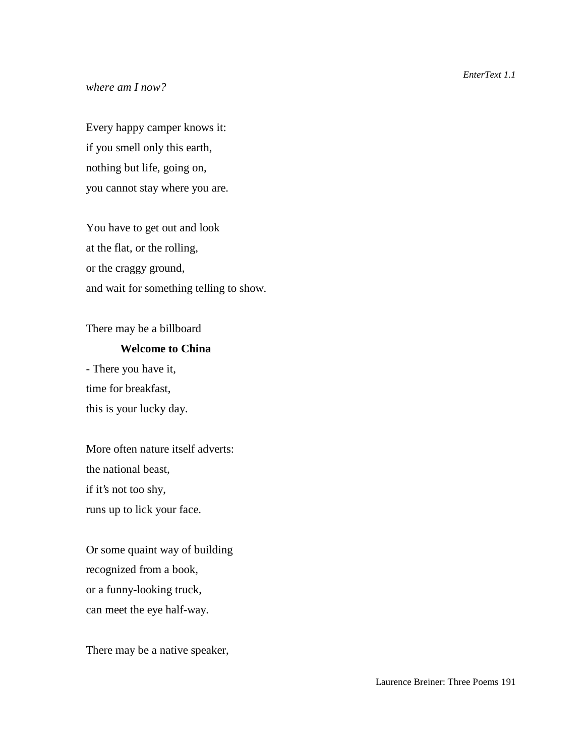*where am I now?*

Every happy camper knows it:
if you smell only this earth,
nothing but life, going on,
you cannot stay where you are.

You have to get out and look
at the flat, or the rolling,
or the craggy ground,
and wait for something telling to show.

There may be a billboard
**Welcome to China**
- There you have it,
time for breakfast,
this is your lucky day.

More often nature itself adverts:
the national beast,
if it's not too shy,
runs up to lick your face.

Or some quaint way of building
recognized from a book,
or a funny-looking truck,
can meet the eye half-way.

There may be a native speaker,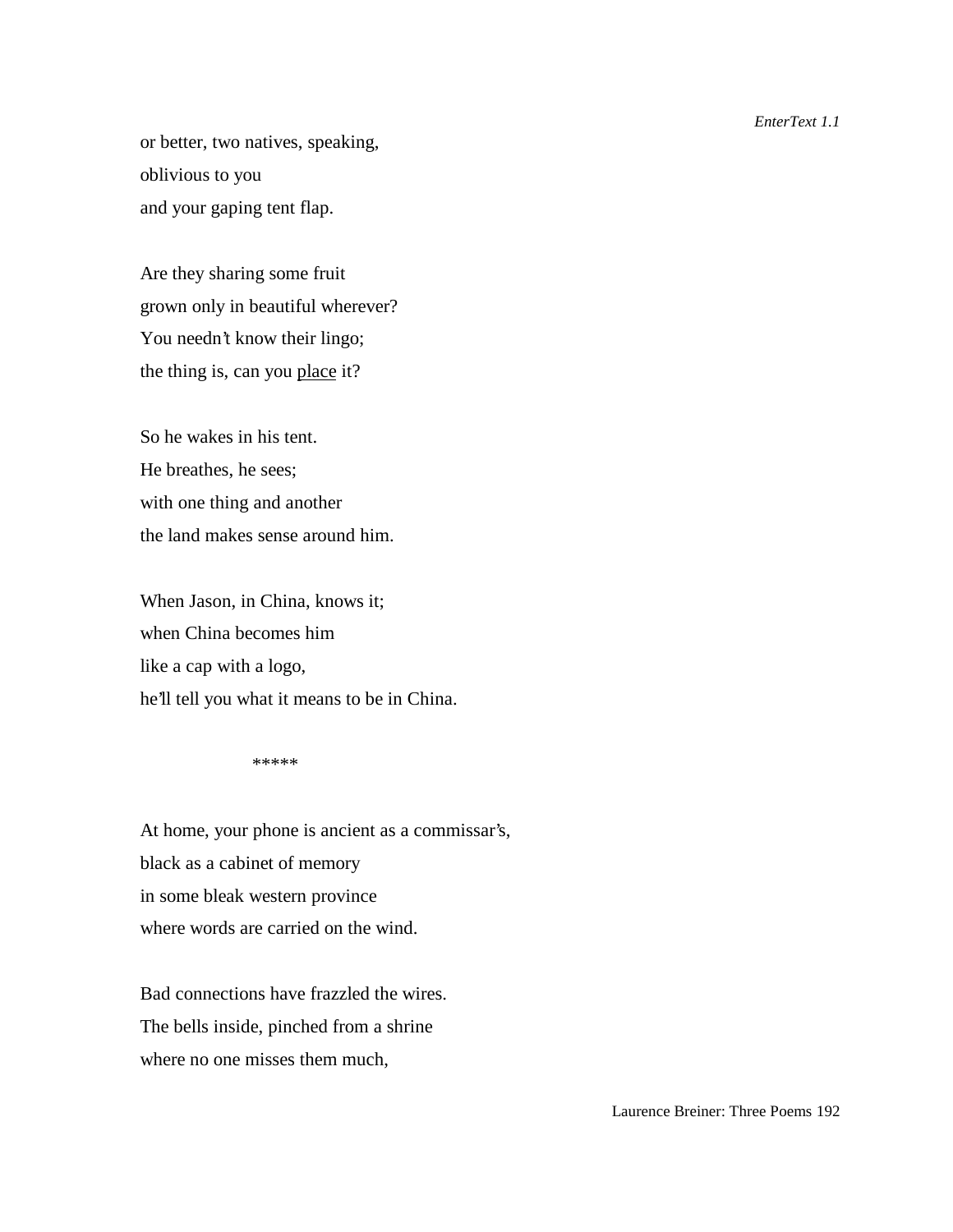or better, two natives, speaking,  
oblivious to you  
and your gaping tent flap.

Are they sharing some fruit  
grown only in beautiful wherever?  
You needn't know their lingo;  
the thing is, can you <u>place</u> it?

So he wakes in his tent.  
He breathes, he sees;  
with one thing and another  
the land makes sense around him.

When Jason, in China, knows it;  
when China becomes him  
like a cap with a logo,  
he'll tell you what it means to be in China.

*****

At home, your phone is ancient as a commissar's,  
black as a cabinet of memory  
in some bleak western province  
where words are carried on the wind.

Bad connections have frazzled the wires.  
The bells inside, pinched from a shrine  
where no one misses them much,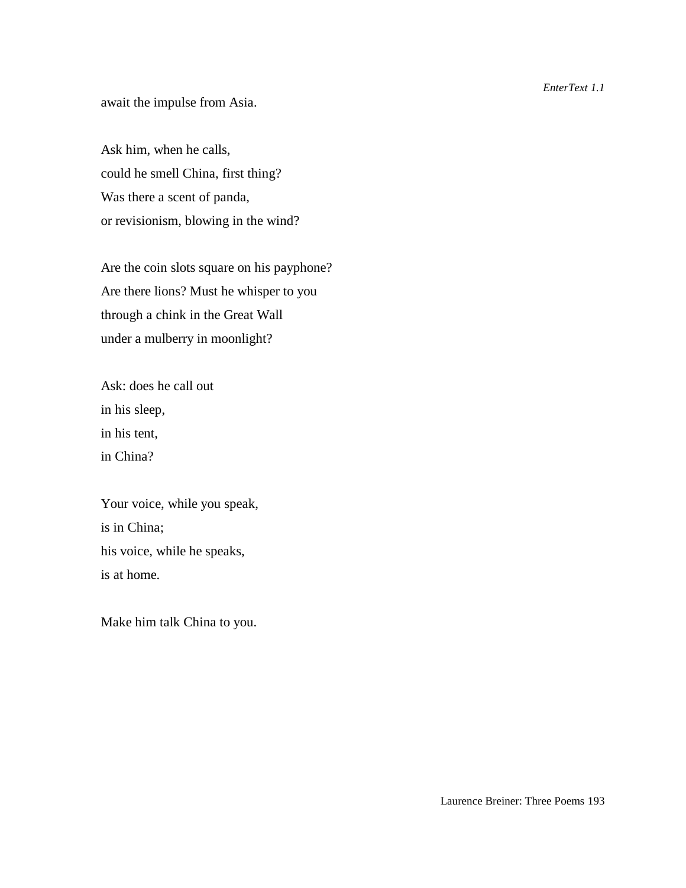await the impulse from Asia.

Ask him, when he calls,
could he smell China, first thing?
Was there a scent of panda,
or revisionism, blowing in the wind?

Are the coin slots square on his payphone?
Are there lions? Must he whisper to you
through a chink in the Great Wall
under a mulberry in moonlight?

Ask: does he call out
in his sleep,
in his tent,
in China?

Your voice, while you speak,
is in China;
his voice, while he speaks,
is at home.

Make him talk China to you.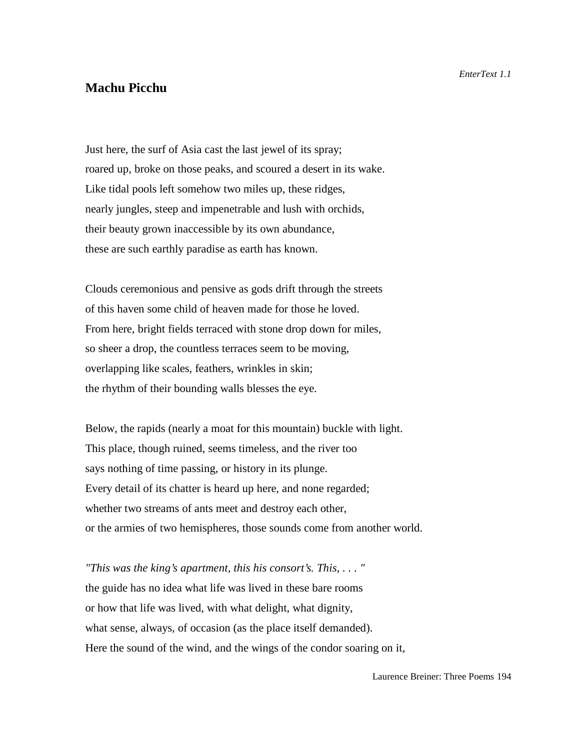## Machu Picchu

Just here, the surf of Asia cast the last jewel of its spray;
roared up, broke on those peaks, and scoured a desert in its wake.
Like tidal pools left somehow two miles up, these ridges,
nearly jungles, steep and impenetrable and lush with orchids,
their beauty grown inaccessible by its own abundance,
these are such earthly paradise as earth has known.

Clouds ceremonious and pensive as gods drift through the streets
of this haven some child of heaven made for those he loved.
From here, bright fields terraced with stone drop down for miles,
so sheer a drop, the countless terraces seem to be moving,
overlapping like scales, feathers, wrinkles in skin;
the rhythm of their bounding walls blesses the eye.

Below, the rapids (nearly a moat for this mountain) buckle with light.
This place, though ruined, seems timeless, and the river too
says nothing of time passing, or history in its plunge.
Every detail of its chatter is heard up here, and none regarded;
whether two streams of ants meet and destroy each other,
or the armies of two hemispheres, those sounds come from another world.

*"This was the king's apartment, this his consort's. This, . . . "*
the guide has no idea what life was lived in these bare rooms
or how that life was lived, with what delight, what dignity,
what sense, always, of occasion (as the place itself demanded).
Here the sound of the wind, and the wings of the condor soaring on it,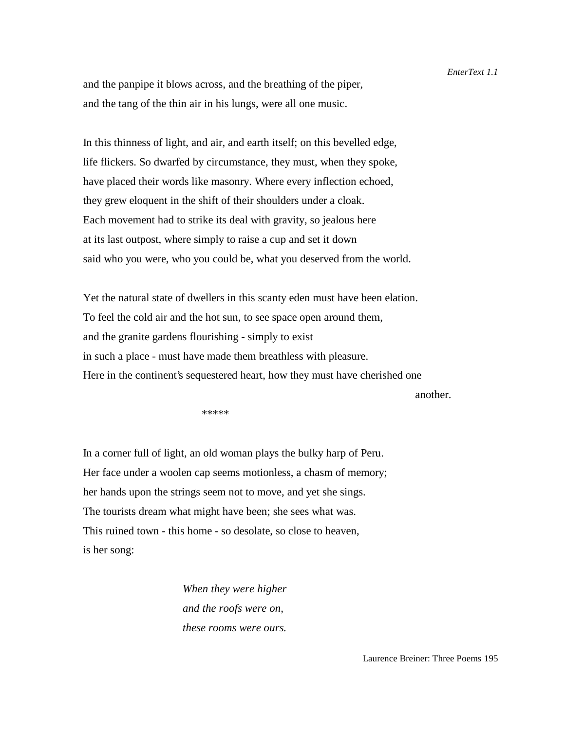and the panpipe it blows across, and the breathing of the piper,
and the tang of the thin air in his lungs, were all one music.

In this thinness of light, and air, and earth itself; on this bevelled edge,
life flickers. So dwarfed by circumstance, they must, when they spoke,
have placed their words like masonry. Where every inflection echoed,
they grew eloquent in the shift of their shoulders under a cloak.
Each movement had to strike its deal with gravity, so jealous here
at its last outpost, where simply to raise a cup and set it down
said who you were, who you could be, what you deserved from the world.

Yet the natural state of dwellers in this scanty eden must have been elation.
To feel the cold air and the hot sun, to see space open around them,
and the granite gardens flourishing - simply to exist
in such a place - must have made them breathless with pleasure.
Here in the continent's sequestered heart, how they must have cherished one
another.

*****

In a corner full of light, an old woman plays the bulky harp of Peru.
Her face under a woolen cap seems motionless, a chasm of memory;
her hands upon the strings seem not to move, and yet she sings.
The tourists dream what might have been; she sees what was.
This ruined town - this home - so desolate, so close to heaven,
is her song:

*When they were higher*
*and the roofs were on,*
*these rooms were ours.*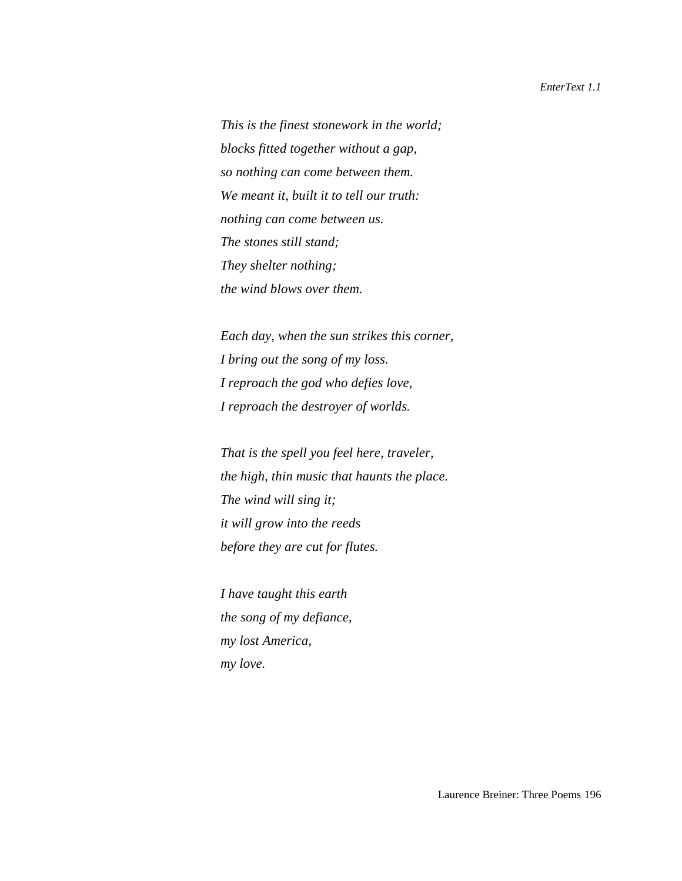*This is the finest stonework in the world;*
*blocks fitted together without a gap,*
*so nothing can come between them.*
*We meant it, built it to tell our truth:*
*nothing can come between us.*
*The stones still stand;*
*They shelter nothing;*
*the wind blows over them.*

*Each day, when the sun strikes this corner,*
*I bring out the song of my loss.*
*I reproach the god who defies love,*
*I reproach the destroyer of worlds.*

*That is the spell you feel here, traveler,*
*the high, thin music that haunts the place.*
*The wind will sing it;*
*it will grow into the reeds*
*before they are cut for flutes.*

*I have taught this earth*
*the song of my defiance,*
*my lost America,*
*my love.*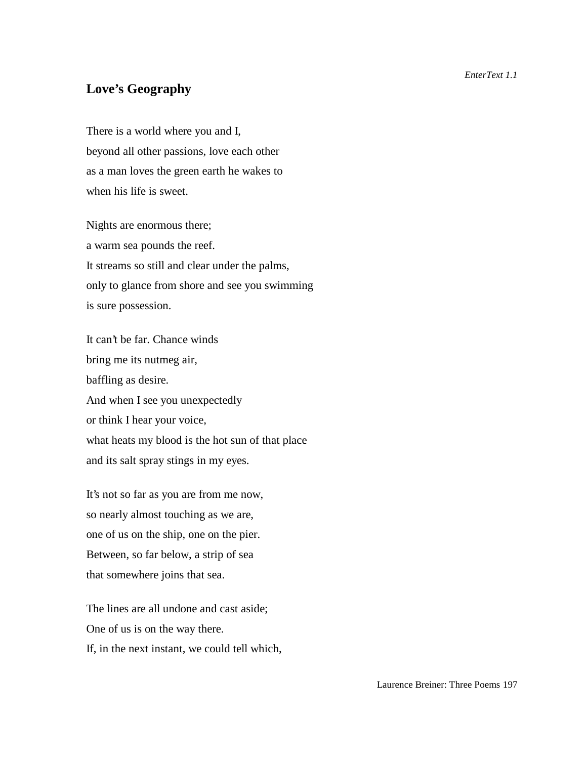## Love's Geography

There is a world where you and I,  
beyond all other passions, love each other  
as a man loves the green earth he wakes to  
when his life is sweet.

Nights are enormous there;  
a warm sea pounds the reef.  
It streams so still and clear under the palms,  
only to glance from shore and see you swimming  
is sure possession.

It can't be far. Chance winds  
bring me its nutmeg air,  
baffling as desire.  
And when I see you unexpectedly  
or think I hear your voice,  
what heats my blood is the hot sun of that place  
and its salt spray stings in my eyes.

It's not so far as you are from me now,  
so nearly almost touching as we are,  
one of us on the ship, one on the pier.  
Between, so far below, a strip of sea  
that somewhere joins that sea.

The lines are all undone and cast aside;  
One of us is on the way there.  
If, in the next instant, we could tell which,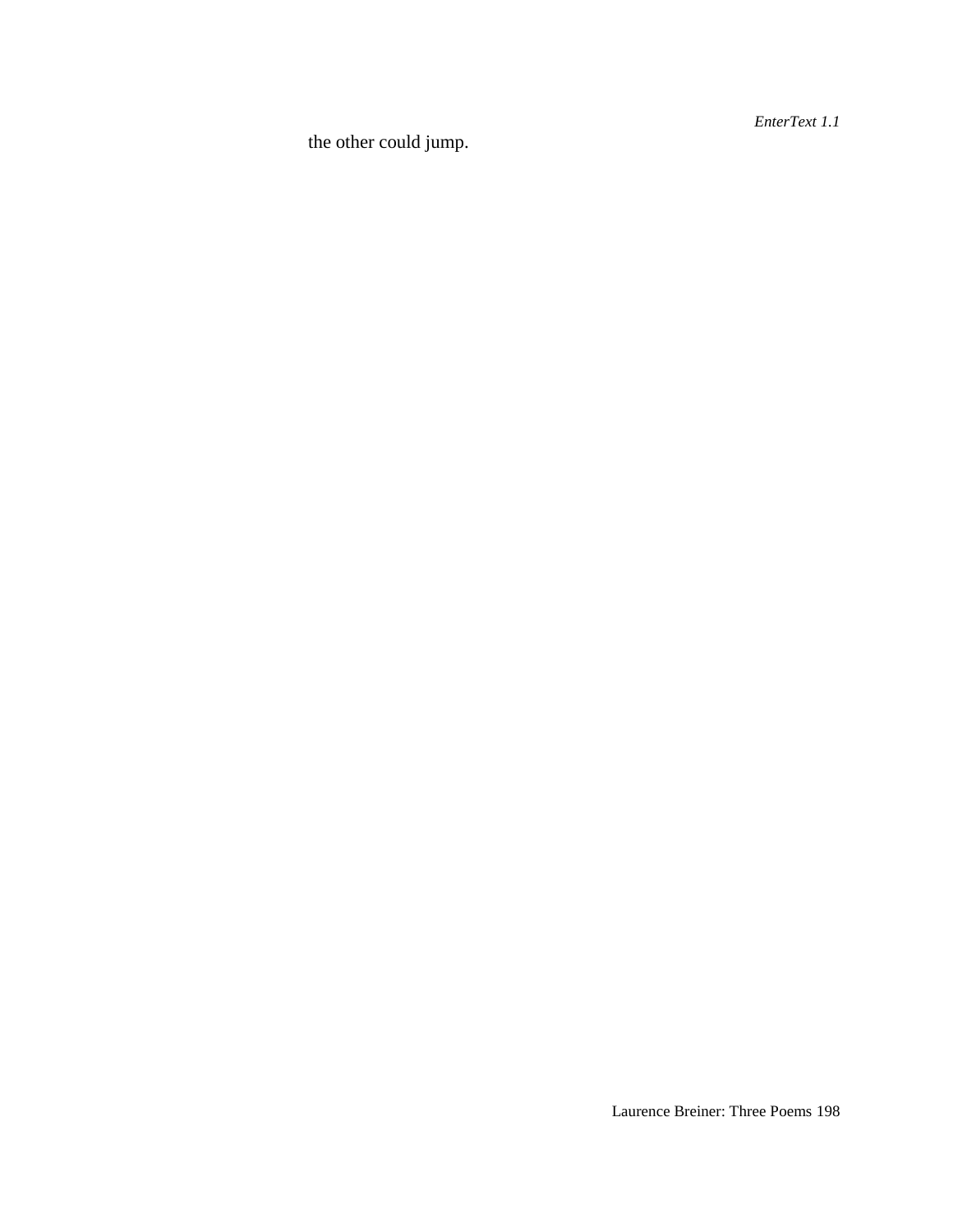the other could jump.